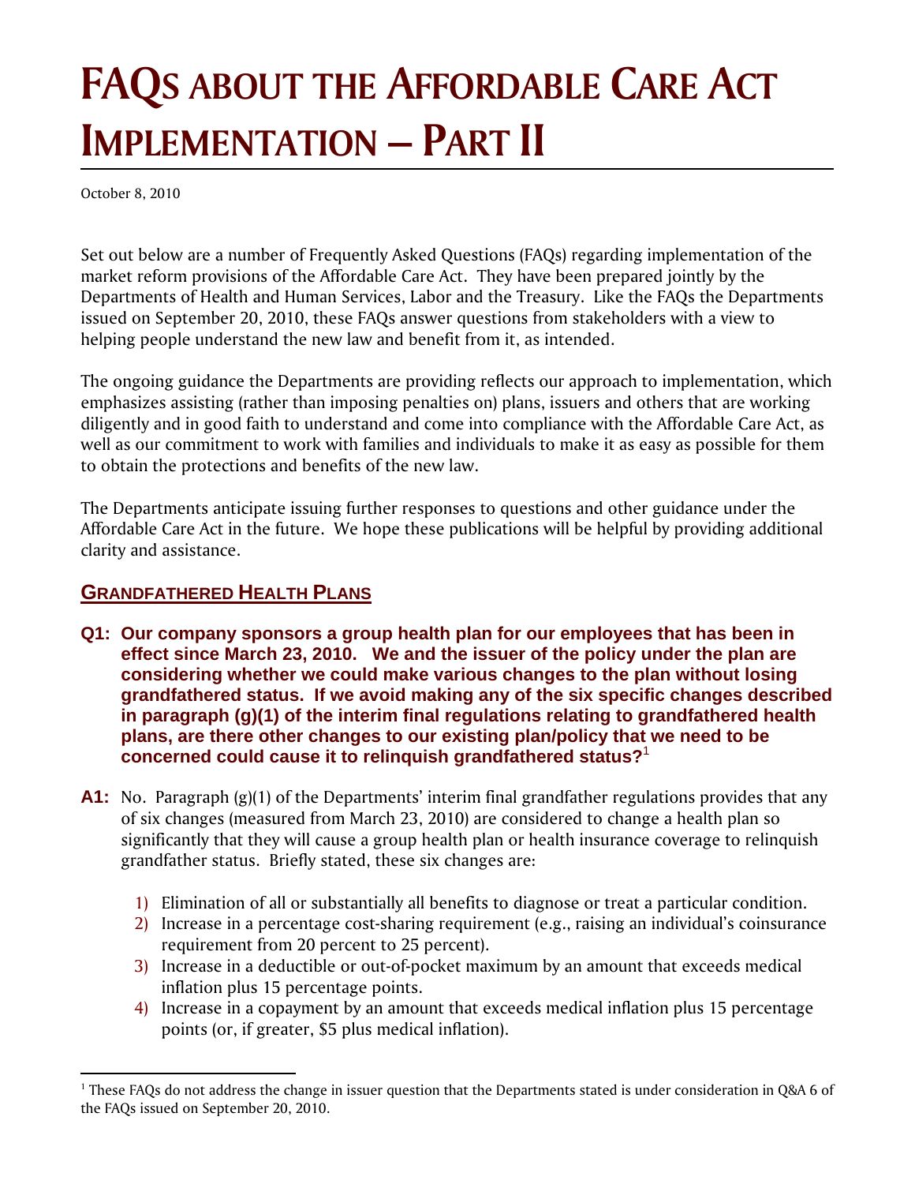# FAQs about the Affordable Care Act Implementation – Part II

October 8, 2010

Set out below are a number of Frequently Asked Questions (FAQs) regarding implementation of the market reform provisions of the Affordable Care Act. They have been prepared jointly by the Departments of Health and Human Services, Labor and the Treasury. Like the FAQs the Departments issued on September 20, 2010, these FAQs answer questions from stakeholders with a view to helping people understand the new law and benefit from it, as intended.

The ongoing guidance the Departments are providing reflects our approach to implementation, which emphasizes assisting (rather than imposing penalties on) plans, issuers and others that are working diligently and in good faith to understand and come into compliance with the Affordable Care Act, as well as our commitment to work with families and individuals to make it as easy as possible for them to obtain the protections and benefits of the new law.

The Departments anticipate issuing further responses to questions and other guidance under the Affordable Care Act in the future. We hope these publications will be helpful by providing additional clarity and assistance.

## Grandfathered Health Plans

**Q1: Our company sponsors a group health plan for our employees that has been in effect since March 23, 2010. We and the issuer of the policy under the plan are considering whether we could make various changes to the plan without losing grandfathered status. If we avoid making any of the six specific changes described in paragraph (g)(1) of the interim final regulations relating to grandfathered health plans, are there other changes to our existing plan/policy that we need to be concerned could cause it to relinquish grandfathered status?**[1]

**A1:** No. Paragraph (g)(1) of the Departments' interim final grandfather regulations provides that any of six changes (measured from March 23, 2010) are considered to change a health plan so significantly that they will cause a group health plan or health insurance coverage to relinquish grandfather status. Briefly stated, these six changes are:

1) Elimination of all or substantially all benefits to diagnose or treat a particular condition.
2) Increase in a percentage cost-sharing requirement (e.g., raising an individual's coinsurance requirement from 20 percent to 25 percent).
3) Increase in a deductible or out-of-pocket maximum by an amount that exceeds medical inflation plus 15 percentage points.
4) Increase in a copayment by an amount that exceeds medical inflation plus 15 percentage points (or, if greater, $5 plus medical inflation).

[1] These FAQs do not address the change in issuer question that the Departments stated is under consideration in Q&A 6 of the FAQs issued on September 20, 2010.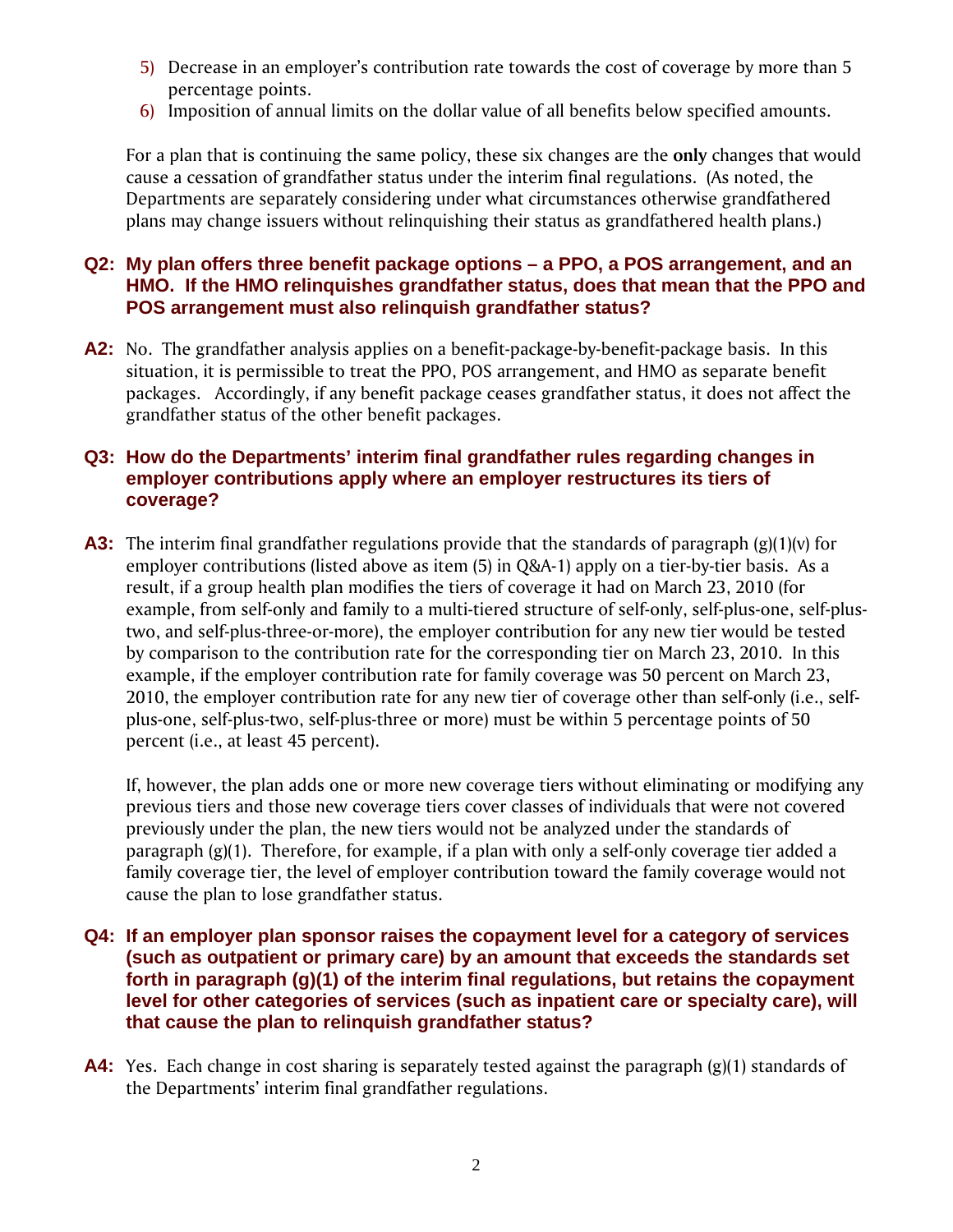5) Decrease in an employer's contribution rate towards the cost of coverage by more than 5 percentage points.
6) Imposition of annual limits on the dollar value of all benefits below specified amounts.

For a plan that is continuing the same policy, these six changes are the **only** changes that would cause a cessation of grandfather status under the interim final regulations. (As noted, the Departments are separately considering under what circumstances otherwise grandfathered plans may change issuers without relinquishing their status as grandfathered health plans.)

**Q2: My plan offers three benefit package options – a PPO, a POS arrangement, and an HMO. If the HMO relinquishes grandfather status, does that mean that the PPO and POS arrangement must also relinquish grandfather status?**

**A2:** No. The grandfather analysis applies on a benefit-package-by-benefit-package basis. In this situation, it is permissible to treat the PPO, POS arrangement, and HMO as separate benefit packages. Accordingly, if any benefit package ceases grandfather status, it does not affect the grandfather status of the other benefit packages.

**Q3: How do the Departments' interim final grandfather rules regarding changes in employer contributions apply where an employer restructures its tiers of coverage?**

**A3:** The interim final grandfather regulations provide that the standards of paragraph (g)(1)(v) for employer contributions (listed above as item (5) in Q&A-1) apply on a tier-by-tier basis. As a result, if a group health plan modifies the tiers of coverage it had on March 23, 2010 (for example, from self-only and family to a multi-tiered structure of self-only, self-plus-one, self-plus-two, and self-plus-three-or-more), the employer contribution for any new tier would be tested by comparison to the contribution rate for the corresponding tier on March 23, 2010. In this example, if the employer contribution rate for family coverage was 50 percent on March 23, 2010, the employer contribution rate for any new tier of coverage other than self-only (i.e., self-plus-one, self-plus-two, self-plus-three or more) must be within 5 percentage points of 50 percent (i.e., at least 45 percent).

If, however, the plan adds one or more new coverage tiers without eliminating or modifying any previous tiers and those new coverage tiers cover classes of individuals that were not covered previously under the plan, the new tiers would not be analyzed under the standards of paragraph (g)(1). Therefore, for example, if a plan with only a self-only coverage tier added a family coverage tier, the level of employer contribution toward the family coverage would not cause the plan to lose grandfather status.

**Q4: If an employer plan sponsor raises the copayment level for a category of services (such as outpatient or primary care) by an amount that exceeds the standards set forth in paragraph (g)(1) of the interim final regulations, but retains the copayment level for other categories of services (such as inpatient care or specialty care), will that cause the plan to relinquish grandfather status?**

**A4:** Yes. Each change in cost sharing is separately tested against the paragraph (g)(1) standards of the Departments' interim final grandfather regulations.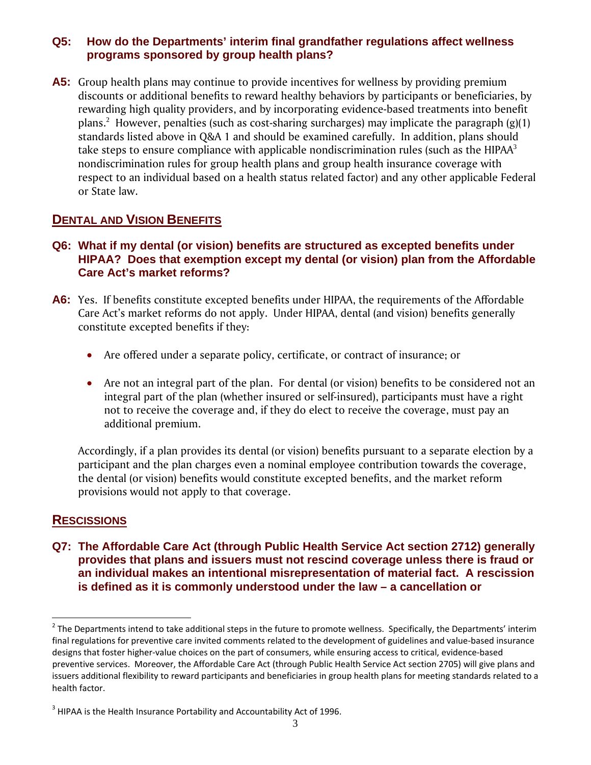**Q5: How do the Departments' interim final grandfather regulations affect wellness programs sponsored by group health plans?**

**A5:** Group health plans may continue to provide incentives for wellness by providing premium discounts or additional benefits to reward healthy behaviors by participants or beneficiaries, by rewarding high quality providers, and by incorporating evidence-based treatments into benefit plans.[2] However, penalties (such as cost-sharing surcharges) may implicate the paragraph (g)(1) standards listed above in Q&A 1 and should be examined carefully. In addition, plans should take steps to ensure compliance with applicable nondiscrimination rules (such as the HIPAA[3] nondiscrimination rules for group health plans and group health insurance coverage with respect to an individual based on a health status related factor) and any other applicable Federal or State law.

## DENTAL AND VISION BENEFITS

**Q6: What if my dental (or vision) benefits are structured as excepted benefits under HIPAA? Does that exemption except my dental (or vision) plan from the Affordable Care Act's market reforms?**

**A6:** Yes. If benefits constitute excepted benefits under HIPAA, the requirements of the Affordable Care Act's market reforms do not apply. Under HIPAA, dental (and vision) benefits generally constitute excepted benefits if they:

- Are offered under a separate policy, certificate, or contract of insurance; or
- Are not an integral part of the plan. For dental (or vision) benefits to be considered not an integral part of the plan (whether insured or self-insured), participants must have a right not to receive the coverage and, if they do elect to receive the coverage, must pay an additional premium.

Accordingly, if a plan provides its dental (or vision) benefits pursuant to a separate election by a participant and the plan charges even a nominal employee contribution towards the coverage, the dental (or vision) benefits would constitute excepted benefits, and the market reform provisions would not apply to that coverage.

## RESCISSIONS

**Q7: The Affordable Care Act (through Public Health Service Act section 2712) generally provides that plans and issuers must not rescind coverage unless there is fraud or an individual makes an intentional misrepresentation of material fact. A rescission is defined as it is commonly understood under the law – a cancellation or**

---

[2] The Departments intend to take additional steps in the future to promote wellness. Specifically, the Departments' interim final regulations for preventive care invited comments related to the development of guidelines and value-based insurance designs that foster higher-value choices on the part of consumers, while ensuring access to critical, evidence-based preventive services. Moreover, the Affordable Care Act (through Public Health Service Act section 2705) will give plans and issuers additional flexibility to reward participants and beneficiaries in group health plans for meeting standards related to a health factor.

[3] HIPAA is the Health Insurance Portability and Accountability Act of 1996.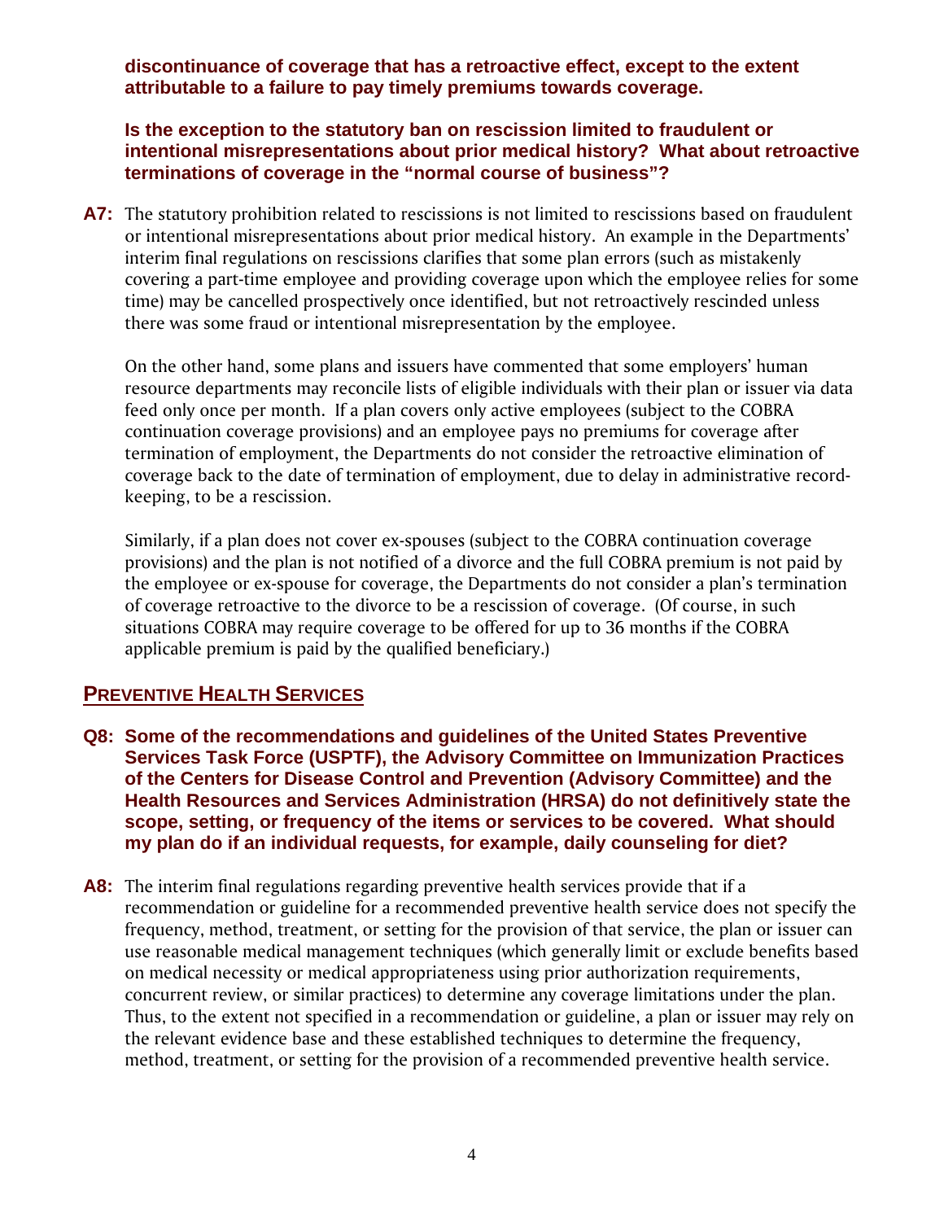**discontinuance of coverage that has a retroactive effect, except to the extent attributable to a failure to pay timely premiums towards coverage.**

**Is the exception to the statutory ban on rescission limited to fraudulent or intentional misrepresentations about prior medical history? What about retroactive terminations of coverage in the "normal course of business"?**

**A7:** The statutory prohibition related to rescissions is not limited to rescissions based on fraudulent or intentional misrepresentations about prior medical history. An example in the Departments' interim final regulations on rescissions clarifies that some plan errors (such as mistakenly covering a part-time employee and providing coverage upon which the employee relies for some time) may be cancelled prospectively once identified, but not retroactively rescinded unless there was some fraud or intentional misrepresentation by the employee.

On the other hand, some plans and issuers have commented that some employers' human resource departments may reconcile lists of eligible individuals with their plan or issuer via data feed only once per month. If a plan covers only active employees (subject to the COBRA continuation coverage provisions) and an employee pays no premiums for coverage after termination of employment, the Departments do not consider the retroactive elimination of coverage back to the date of termination of employment, due to delay in administrative record-keeping, to be a rescission.

Similarly, if a plan does not cover ex-spouses (subject to the COBRA continuation coverage provisions) and the plan is not notified of a divorce and the full COBRA premium is not paid by the employee or ex-spouse for coverage, the Departments do not consider a plan's termination of coverage retroactive to the divorce to be a rescission of coverage. (Of course, in such situations COBRA may require coverage to be offered for up to 36 months if the COBRA applicable premium is paid by the qualified beneficiary.)

## PREVENTIVE HEALTH SERVICES

**Q8: Some of the recommendations and guidelines of the United States Preventive Services Task Force (USPTF), the Advisory Committee on Immunization Practices of the Centers for Disease Control and Prevention (Advisory Committee) and the Health Resources and Services Administration (HRSA) do not definitively state the scope, setting, or frequency of the items or services to be covered. What should my plan do if an individual requests, for example, daily counseling for diet?**

**A8:** The interim final regulations regarding preventive health services provide that if a recommendation or guideline for a recommended preventive health service does not specify the frequency, method, treatment, or setting for the provision of that service, the plan or issuer can use reasonable medical management techniques (which generally limit or exclude benefits based on medical necessity or medical appropriateness using prior authorization requirements, concurrent review, or similar practices) to determine any coverage limitations under the plan. Thus, to the extent not specified in a recommendation or guideline, a plan or issuer may rely on the relevant evidence base and these established techniques to determine the frequency, method, treatment, or setting for the provision of a recommended preventive health service.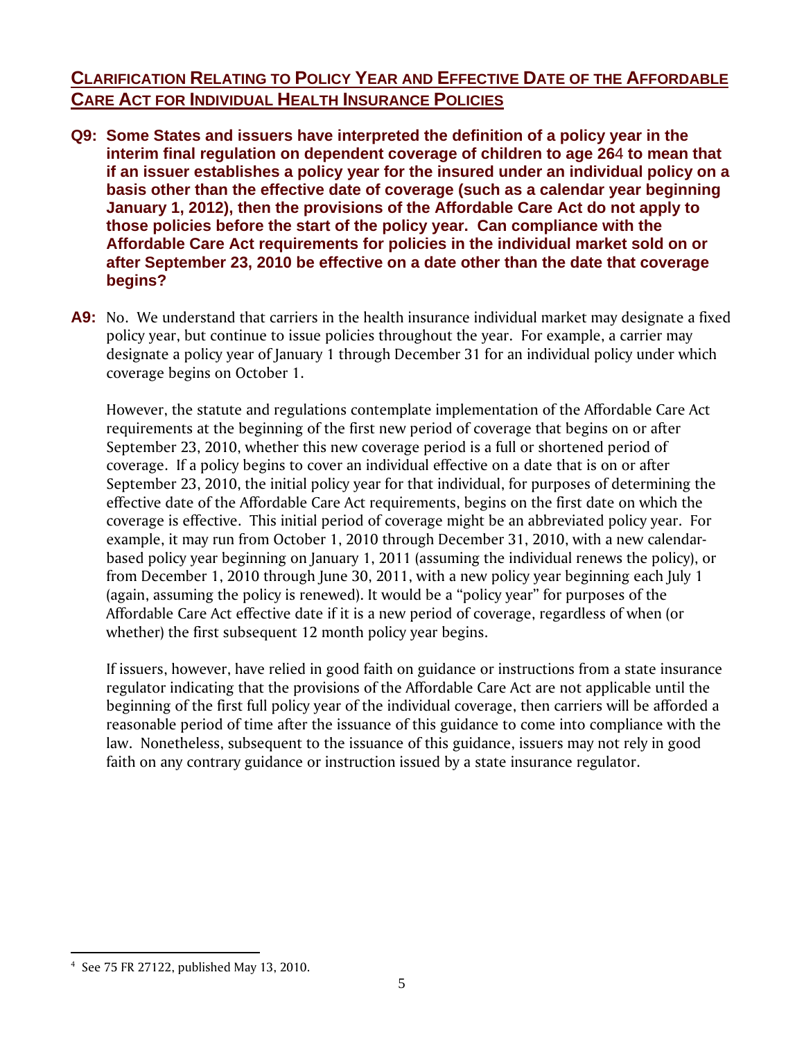## Clarification Relating to Policy Year and Effective Date of the Affordable Care Act for Individual Health Insurance Policies

**Q9: Some States and issuers have interpreted the definition of a policy year in the interim final regulation on dependent coverage of children to age 26[4] to mean that if an issuer establishes a policy year for the insured under an individual policy on a basis other than the effective date of coverage (such as a calendar year beginning January 1, 2012), then the provisions of the Affordable Care Act do not apply to those policies before the start of the policy year. Can compliance with the Affordable Care Act requirements for policies in the individual market sold on or after September 23, 2010 be effective on a date other than the date that coverage begins?**

**A9:** No. We understand that carriers in the health insurance individual market may designate a fixed policy year, but continue to issue policies throughout the year. For example, a carrier may designate a policy year of January 1 through December 31 for an individual policy under which coverage begins on October 1.

However, the statute and regulations contemplate implementation of the Affordable Care Act requirements at the beginning of the first new period of coverage that begins on or after September 23, 2010, whether this new coverage period is a full or shortened period of coverage. If a policy begins to cover an individual effective on a date that is on or after September 23, 2010, the initial policy year for that individual, for purposes of determining the effective date of the Affordable Care Act requirements, begins on the first date on which the coverage is effective. This initial period of coverage might be an abbreviated policy year. For example, it may run from October 1, 2010 through December 31, 2010, with a new calendar-based policy year beginning on January 1, 2011 (assuming the individual renews the policy), or from December 1, 2010 through June 30, 2011, with a new policy year beginning each July 1 (again, assuming the policy is renewed). It would be a "policy year" for purposes of the Affordable Care Act effective date if it is a new period of coverage, regardless of when (or whether) the first subsequent 12 month policy year begins.

If issuers, however, have relied in good faith on guidance or instructions from a state insurance regulator indicating that the provisions of the Affordable Care Act are not applicable until the beginning of the first full policy year of the individual coverage, then carriers will be afforded a reasonable period of time after the issuance of this guidance to come into compliance with the law. Nonetheless, subsequent to the issuance of this guidance, issuers may not rely in good faith on any contrary guidance or instruction issued by a state insurance regulator.

---

[4] See 75 FR 27122, published May 13, 2010.